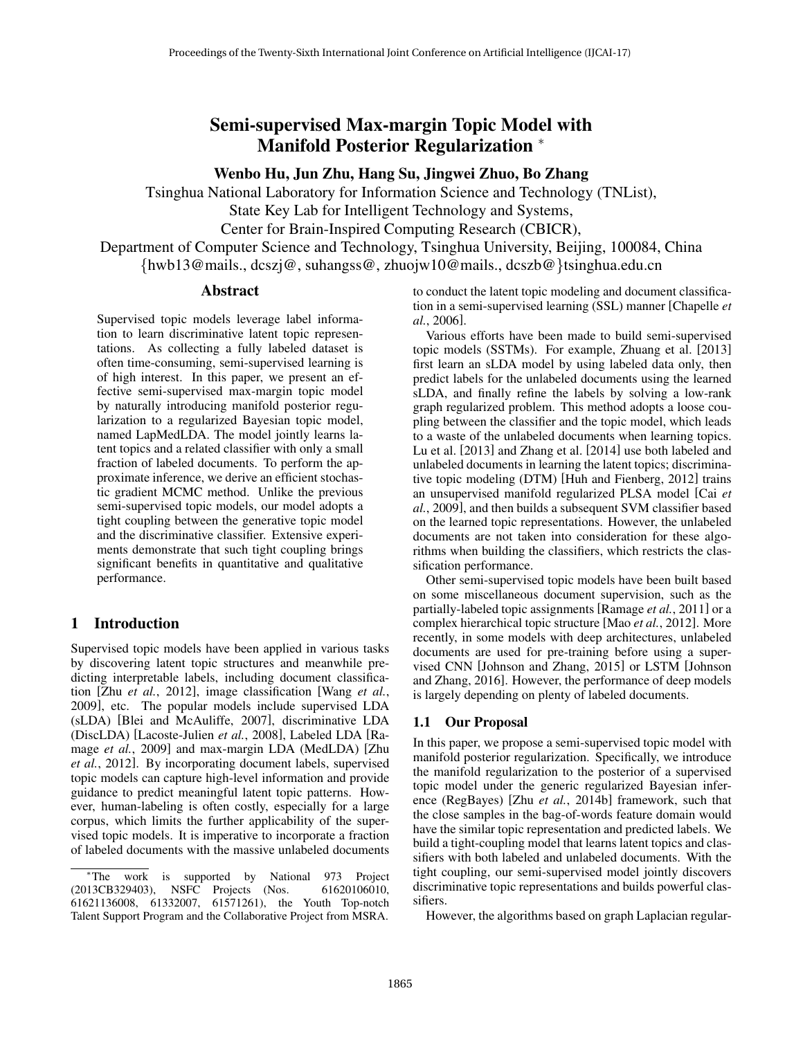# Semi-supervised Max-margin Topic Model with Manifold Posterior Regularization [*]

**Wenbo Hu, Jun Zhu, Hang Su, Jingwei Zhuo, Bo Zhang**

Tsinghua National Laboratory for Information Science and Technology (TNList),
State Key Lab for Intelligent Technology and Systems,
Center for Brain-Inspired Computing Research (CBICR),
Department of Computer Science and Technology, Tsinghua University, Beijing, 100084, China
{hwb13@mails., dcszj@, suhangss@, zhuojw10@mails., dcszb@}tsinghua.edu.cn

## Abstract

Supervised topic models leverage label information to learn discriminative latent topic representations. As collecting a fully labeled dataset is often time-consuming, semi-supervised learning is of high interest. In this paper, we present an effective semi-supervised max-margin topic model by naturally introducing manifold posterior regularization to a regularized Bayesian topic model, named LapMedLDA. The model jointly learns latent topics and a related classifier with only a small fraction of labeled documents. To perform the approximate inference, we derive an efficient stochastic gradient MCMC method. Unlike the previous semi-supervised topic models, our model adopts a tight coupling between the generative topic model and the discriminative classifier. Extensive experiments demonstrate that such tight coupling brings significant benefits in quantitative and qualitative performance.

## 1 Introduction

Supervised topic models have been applied in various tasks by discovering latent topic structures and meanwhile predicting interpretable labels, including document classification [Zhu *et al.*, 2012], image classification [Wang *et al.*, 2009], etc. The popular models include supervised LDA (sLDA) [Blei and McAuliffe, 2007], discriminative LDA (DiscLDA) [Lacoste-Julien *et al.*, 2008], Labeled LDA [Ramage *et al.*, 2009] and max-margin LDA (MedLDA) [Zhu *et al.*, 2012]. By incorporating document labels, supervised topic models can capture high-level information and provide guidance to predict meaningful latent topic patterns. However, human-labeling is often costly, especially for a large corpus, which limits the further applicability of the supervised topic models. It is imperative to incorporate a fraction of labeled documents with the massive unlabeled documents to conduct the latent topic modeling and document classification in a semi-supervised learning (SSL) manner [Chapelle *et al.*, 2006].

Various efforts have been made to build semi-supervised topic models (SSTMs). For example, Zhuang et al. [2013] first learn an sLDA model by using labeled data only, then predict labels for the unlabeled documents using the learned sLDA, and finally refine the labels by solving a low-rank graph regularized problem. This method adopts a loose coupling between the classifier and the topic model, which leads to a waste of the unlabeled documents when learning topics. Lu et al. [2013] and Zhang et al. [2014] use both labeled and unlabeled documents in learning the latent topics; discriminative topic modeling (DTM) [Huh and Fienberg, 2012] trains an unsupervised manifold regularized PLSA model [Cai *et al.*, 2009], and then builds a subsequent SVM classifier based on the learned topic representations. However, the unlabeled documents are not taken into consideration for these algorithms when building the classifiers, which restricts the classification performance.

Other semi-supervised topic models have been built based on some miscellaneous document supervision, such as the partially-labeled topic assignments [Ramage *et al.*, 2011] or a complex hierarchical topic structure [Mao *et al.*, 2012]. More recently, in some models with deep architectures, unlabeled documents are used for pre-training before using a supervised CNN [Johnson and Zhang, 2015] or LSTM [Johnson and Zhang, 2016]. However, the performance of deep models is largely depending on plenty of labeled documents.

### 1.1 Our Proposal

In this paper, we propose a semi-supervised topic model with manifold posterior regularization. Specifically, we introduce the manifold regularization to the posterior of a supervised topic model under the generic regularized Bayesian inference (RegBayes) [Zhu *et al.*, 2014b] framework, such that the close samples in the bag-of-words feature domain would have the similar topic representation and predicted labels. We build a tight-coupling model that learns latent topics and classifiers with both labeled and unlabeled documents. With the tight coupling, our semi-supervised model jointly discovers discriminative topic representations and builds powerful classifiers.

However, the algorithms based on graph Laplacian regular-

[*]The work is supported by National 973 Project (2013CB329403), NSFC Projects (Nos. 61620106010, 61621136008, 61332007, 61571261), the Youth Top-notch Talent Support Program and the Collaborative Project from MSRA.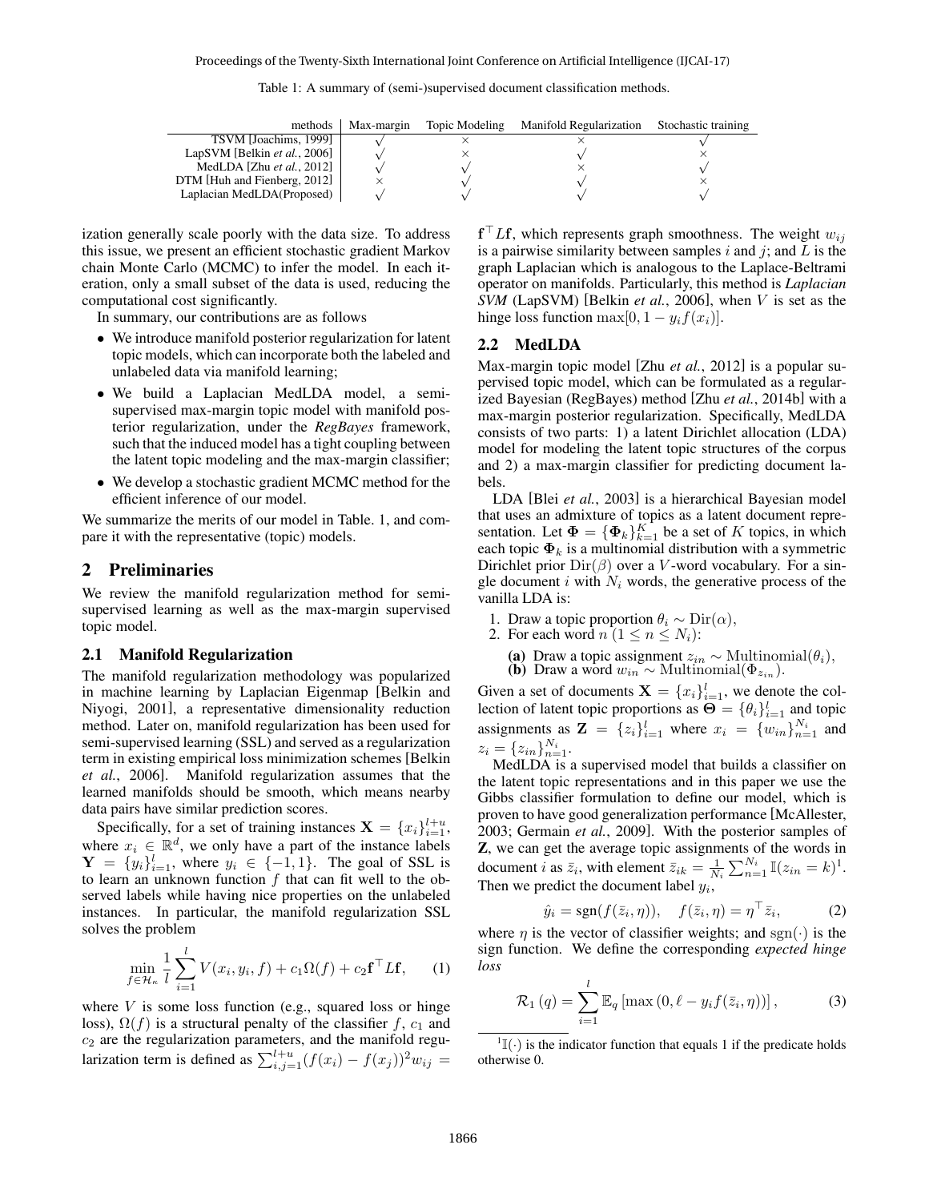Table 1: A summary of (semi-)supervised document classification methods.

| methods | Max-margin | Topic Modeling | Manifold Regularization | Stochastic training |
|---|---|---|---|---|
| TSVM [Joachims, 1999] | √ | × | × | √ |
| LapSVM [Belkin *et al.*, 2006] | √ | × | √ | × |
| MedLDA [Zhu *et al.*, 2012] | √ | √ | × | √ |
| DTM [Huh and Fienberg, 2012] | × | √ | √ | × |
| Laplacian MedLDA(Proposed) | √ | √ | √ | √ |

ization generally scale poorly with the data size. To address this issue, we present an efficient stochastic gradient Markov chain Monte Carlo (MCMC) to infer the model. In each iteration, only a small subset of the data is used, reducing the computational cost significantly.

In summary, our contributions are as follows

- We introduce manifold posterior regularization for latent topic models, which can incorporate both the labeled and unlabeled data via manifold learning;
- We build a Laplacian MedLDA model, a semi-supervised max-margin topic model with manifold posterior regularization, under the *RegBayes* framework, such that the induced model has a tight coupling between the latent topic modeling and the max-margin classifier;
- We develop a stochastic gradient MCMC method for the efficient inference of our model.

We summarize the merits of our model in Table. 1, and compare it with the representative (topic) models.

## 2 Preliminaries

We review the manifold regularization method for semi-supervised learning as well as the max-margin supervised topic model.

### 2.1 Manifold Regularization

The manifold regularization methodology was popularized in machine learning by Laplacian Eigenmap [Belkin and Niyogi, 2001], a representative dimensionality reduction method. Later on, manifold regularization has been used for semi-supervised learning (SSL) and served as a regularization term in existing empirical loss minimization schemes [Belkin *et al.*, 2006]. Manifold regularization assumes that the learned manifolds should be smooth, which means nearby data pairs have similar prediction scores.

Specifically, for a set of training instances $\mathbf{X} = \{x_i\}_{i=1}^{l+u}$, where $x_i \in \mathbb{R}^d$, we only have a part of the instance labels $\mathbf{Y} = \{y_i\}_{i=1}^{l}$, where $y_i \in \{-1, 1\}$. The goal of SSL is to learn an unknown function $f$ that can fit well to the observed labels while having nice properties on the unlabeled instances. In particular, the manifold regularization SSL solves the problem

$$\min_{f \in \mathcal{H}_\kappa} \frac{1}{l} \sum_{i=1}^{l} V(x_i, y_i, f) + c_1 \Omega(f) + c_2 \mathbf{f}^\top L \mathbf{f}, \qquad (1)$$

where $V$ is some loss function (e.g., squared loss or hinge loss), $\Omega(f)$ is a structural penalty of the classifier $f$, $c_1$ and $c_2$ are the regularization parameters, and the manifold regularization term is defined as $\sum_{i,j=1}^{l+u} (f(x_i) - f(x_j))^2 w_{ij} = \mathbf{f}^\top L \mathbf{f}$, which represents graph smoothness. The weight $w_{ij}$ is a pairwise similarity between samples $i$ and $j$; and $L$ is the graph Laplacian which is analogous to the Laplace-Beltrami operator on manifolds. Particularly, this method is *Laplacian SVM* (LapSVM) [Belkin *et al.*, 2006], when $V$ is set as the hinge loss function $\max[0, 1 - y_i f(x_i)]$.

### 2.2 MedLDA

Max-margin topic model [Zhu *et al.*, 2012] is a popular supervised topic model, which can be formulated as a regularized Bayesian (RegBayes) method [Zhu *et al.*, 2014b] with a max-margin posterior regularization. Specifically, MedLDA consists of two parts: 1) a latent Dirichlet allocation (LDA) model for modeling the latent topic structures of the corpus and 2) a max-margin classifier for predicting document labels.

LDA [Blei *et al.*, 2003] is a hierarchical Bayesian model that uses an admixture of topics as a latent document representation. Let $\mathbf{\Phi} = \{\mathbf{\Phi}_k\}_{k=1}^{K}$ be a set of $K$ topics, in which each topic $\mathbf{\Phi}_k$ is a multinomial distribution with a symmetric Dirichlet prior $\mathrm{Dir}(\beta)$ over a $V$-word vocabulary. For a single document $i$ with $N_i$ words, the generative process of the vanilla LDA is:

1. Draw a topic proportion $\theta_i \sim \mathrm{Dir}(\alpha)$,
2. For each word $n$ $(1 \leq n \leq N_i)$:
   - **(a)** Draw a topic assignment $z_{in} \sim \mathrm{Multinomial}(\theta_i)$,
   - **(b)** Draw a word $w_{in} \sim \mathrm{Multinomial}(\Phi_{z_{in}})$.

Given a set of documents $\mathbf{X} = \{x_i\}_{i=1}^{l}$, we denote the collection of latent topic proportions as $\mathbf{\Theta} = \{\theta_i\}_{i=1}^{l}$ and topic assignments as $\mathbf{Z} = \{z_i\}_{i=1}^{l}$ where $x_i = \{w_{in}\}_{n=1}^{N_i}$ and $z_i = \{z_{in}\}_{n=1}^{N_i}$.

MedLDA is a supervised model that builds a classifier on the latent topic representations and in this paper we use the Gibbs classifier formulation to define our model, which is proven to have good generalization performance [McAllester, 2003; Germain *et al.*, 2009]. With the posterior samples of $\mathbf{Z}$, we can get the average topic assignments of the words in document $i$ as $\bar{z}_i$, with element $\bar{z}_{ik} = \frac{1}{N_i} \sum_{n=1}^{N_i} \mathbb{I}(z_{in} = k)$[1]. Then we predict the document label $y_i$,

$$\hat{y}_i = \mathrm{sgn}(f(\bar{z}_i, \eta)), \quad f(\bar{z}_i, \eta) = \eta^\top \bar{z}_i, \qquad (2)$$

where $\eta$ is the vector of classifier weights; and $\mathrm{sgn}(\cdot)$ is the sign function. We define the corresponding *expected hinge loss*

$$\mathcal{R}_1(q) = \sum_{i=1}^{l} \mathbb{E}_q \left[ \max\left(0, \ell - y_i f(\bar{z}_i, \eta)\right) \right], \qquad (3)$$

[1] $\mathbb{I}(\cdot)$ is the indicator function that equals 1 if the predicate holds otherwise 0.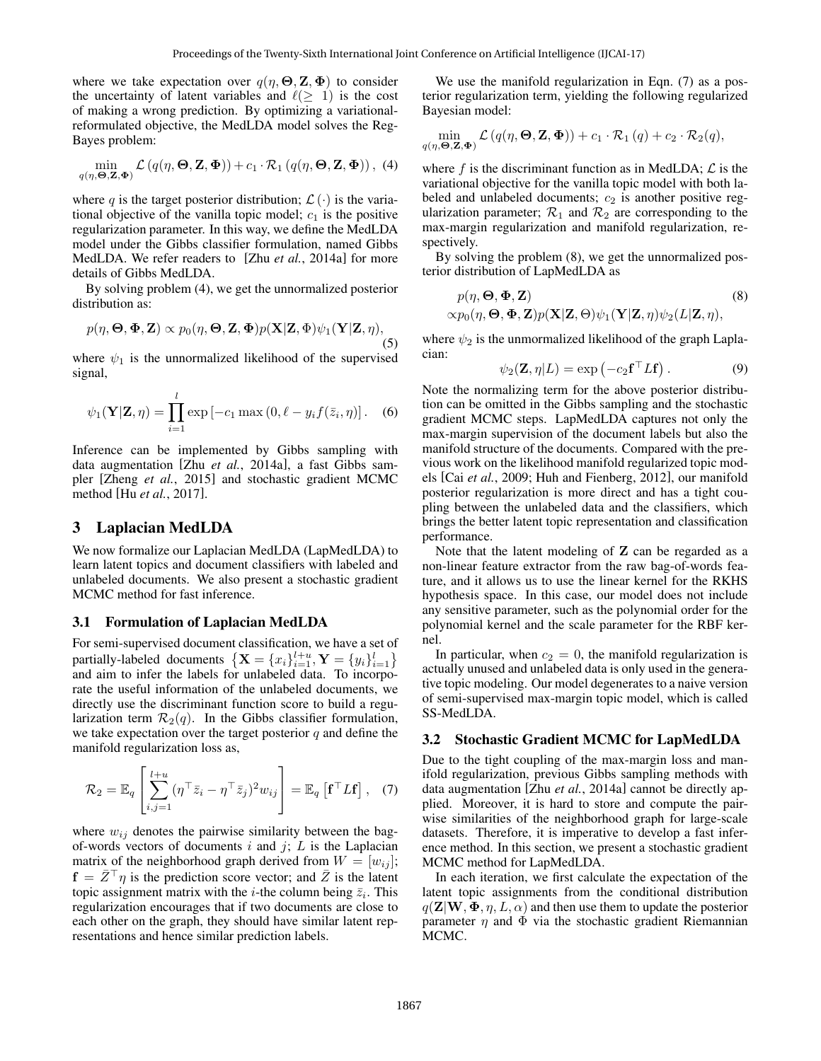where we take expectation over $q(\eta, \Theta, \mathbf{Z}, \Phi)$ to consider the uncertainty of latent variables and $\ell(\geq 1)$ is the cost of making a wrong prediction. By optimizing a variational-reformulated objective, the MedLDA model solves the RegBayes problem:

$$\min_{q(\eta,\Theta,\mathbf{Z},\Phi)} \mathcal{L}\left(q(\eta, \Theta, \mathbf{Z}, \Phi)\right) + c_1 \cdot \mathcal{R}_1\left(q(\eta, \Theta, \mathbf{Z}, \Phi)\right), \quad (4)$$

where $q$ is the target posterior distribution; $\mathcal{L}(\cdot)$ is the variational objective of the vanilla topic model; $c_1$ is the positive regularization parameter. In this way, we define the MedLDA model under the Gibbs classifier formulation, named Gibbs MedLDA. We refer readers to [Zhu *et al.*, 2014a] for more details of Gibbs MedLDA.

By solving problem (4), we get the unnormalized posterior distribution as:

$$p(\eta, \Theta, \Phi, \mathbf{Z}) \propto p_0(\eta, \Theta, \mathbf{Z}, \Phi) p(\mathbf{X}|\mathbf{Z}, \Phi) \psi_1(\mathbf{Y}|\mathbf{Z}, \eta), \quad (5)$$

where $\psi_1$ is the unnormalized likelihood of the supervised signal,

$$\psi_1(\mathbf{Y}|\mathbf{Z}, \eta) = \prod_{i=1}^{l} \exp\left[-c_1 \max\left(0, \ell - y_i f(\bar{z}_i, \eta)\right)\right]. \quad (6)$$

Inference can be implemented by Gibbs sampling with data augmentation [Zhu *et al.*, 2014a], a fast Gibbs sampler [Zheng *et al.*, 2015] and stochastic gradient MCMC method [Hu *et al.*, 2017].

## 3 Laplacian MedLDA

We now formalize our Laplacian MedLDA (LapMedLDA) to learn latent topics and document classifiers with labeled and unlabeled documents. We also present a stochastic gradient MCMC method for fast inference.

### 3.1 Formulation of Laplacian MedLDA

For semi-supervised document classification, we have a set of partially-labeled documents $\left\{\mathbf{X} = \{x_i\}_{i=1}^{l+u}, \mathbf{Y} = \{y_i\}_{i=1}^{l}\right\}$ and aim to infer the labels for unlabeled data. To incorporate the useful information of the unlabeled documents, we directly use the discriminant function score to build a regularization term $\mathcal{R}_2(q)$. In the Gibbs classifier formulation, we take expectation over the target posterior $q$ and define the manifold regularization loss as,

$$\mathcal{R}_2 = \mathbb{E}_q\left[\sum_{i,j=1}^{l+u} (\eta^\top \bar{z}_i - \eta^\top \bar{z}_j)^2 w_{ij}\right] = \mathbb{E}_q\left[\mathbf{f}^\top L \mathbf{f}\right], \quad (7)$$

where $w_{ij}$ denotes the pairwise similarity between the bag-of-words vectors of documents $i$ and $j$; $L$ is the Laplacian matrix of the neighborhood graph derived from $W = [w_{ij}]$; $\mathbf{f} = \bar{Z}^\top \eta$ is the prediction score vector; and $\bar{Z}$ is the latent topic assignment matrix with the $i$-the column being $\bar{z}_i$. This regularization encourages that if two documents are close to each other on the graph, they should have similar latent representations and hence similar prediction labels.

We use the manifold regularization in Eqn. (7) as a posterior regularization term, yielding the following regularized Bayesian model:

$$\min_{q(\eta,\Theta,\mathbf{Z},\Phi)} \mathcal{L}\left(q(\eta, \Theta, \mathbf{Z}, \Phi)\right) + c_1 \cdot \mathcal{R}_1(q) + c_2 \cdot \mathcal{R}_2(q),$$

where $f$ is the discriminant function as in MedLDA; $\mathcal{L}$ is the variational objective for the vanilla topic model with both labeled and unlabeled documents; $c_2$ is another positive regularization parameter; $\mathcal{R}_1$ and $\mathcal{R}_2$ are corresponding to the max-margin regularization and manifold regularization, respectively.

By solving the problem (8), we get the unnormalized posterior distribution of LapMedLDA as

$$\begin{aligned} & p(\eta, \Theta, \Phi, \mathbf{Z}) \\ \propto & p_0(\eta, \Theta, \Phi, \mathbf{Z}) p(\mathbf{X}|\mathbf{Z}, \Theta) \psi_1(\mathbf{Y}|\mathbf{Z}, \eta) \psi_2(L|\mathbf{Z}, \eta), \end{aligned} \quad (8)$$

where $\psi_2$ is the unmormalized likelihood of the graph Laplacian:

$$\psi_2(\mathbf{Z}, \eta|L) = \exp\left(-c_2 \mathbf{f}^\top L \mathbf{f}\right). \quad (9)$$

Note the normalizing term for the above posterior distribution can be omitted in the Gibbs sampling and the stochastic gradient MCMC steps. LapMedLDA captures not only the max-margin supervision of the document labels but also the manifold structure of the documents. Compared with the previous work on the likelihood manifold regularized topic models [Cai *et al.*, 2009; Huh and Fienberg, 2012], our manifold posterior regularization is more direct and has a tight coupling between the unlabeled data and the classifiers, which brings the better latent topic representation and classification performance.

Note that the latent modeling of $\mathbf{Z}$ can be regarded as a non-linear feature extractor from the raw bag-of-words feature, and it allows us to use the linear kernel for the RKHS hypothesis space. In this case, our model does not include any sensitive parameter, such as the polynomial order for the polynomial kernel and the scale parameter for the RBF kernel.

In particular, when $c_2 = 0$, the manifold regularization is actually unused and unlabeled data is only used in the generative topic modeling. Our model degenerates to a naive version of semi-supervised max-margin topic model, which is called SS-MedLDA.

### 3.2 Stochastic Gradient MCMC for LapMedLDA

Due to the tight coupling of the max-margin loss and manifold regularization, previous Gibbs sampling methods with data augmentation [Zhu *et al.*, 2014a] cannot be directly applied. Moreover, it is hard to store and compute the pairwise similarities of the neighborhood graph for large-scale datasets. Therefore, it is imperative to develop a fast inference method. In this section, we present a stochastic gradient MCMC method for LapMedLDA.

In each iteration, we first calculate the expectation of the latent topic assignments from the conditional distribution $q(\mathbf{Z}|\mathbf{W}, \Phi, \eta, L, \alpha)$ and then use them to update the posterior parameter $\eta$ and $\Phi$ via the stochastic gradient Riemannian MCMC.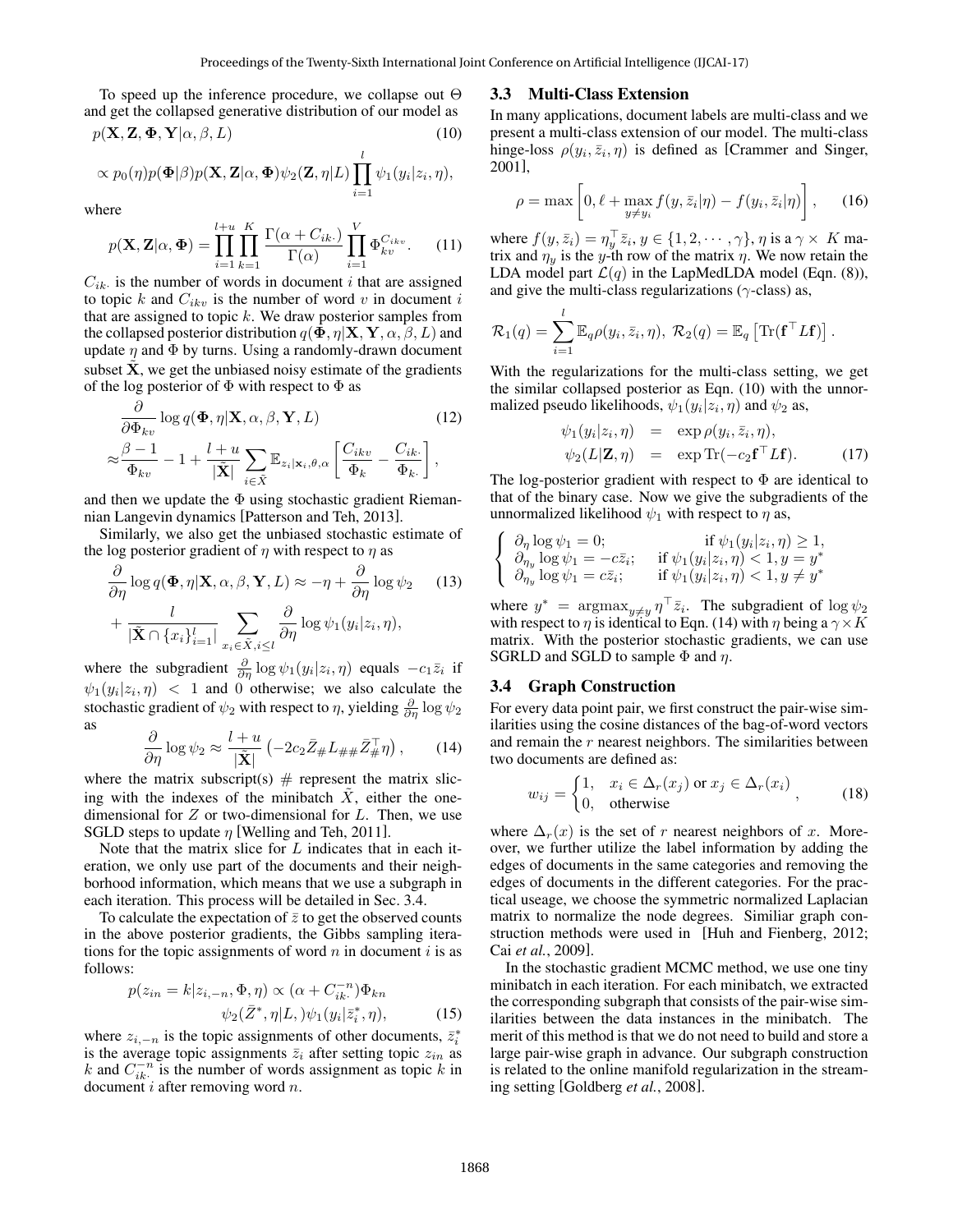To speed up the inference procedure, we collapse out $\Theta$ and get the collapsed generative distribution of our model as

$$p(\mathbf{X}, \mathbf{Z}, \mathbf{\Phi}, \mathbf{Y}|\alpha, \beta, L) \tag{10}$$

$$\propto p_0(\eta) p(\mathbf{\Phi}|\beta) p(\mathbf{X}, \mathbf{Z}|\alpha, \mathbf{\Phi}) \psi_2(\mathbf{Z}, \eta|L) \prod_{i=1}^{l} \psi_1(y_i|z_i, \eta),$$

where

$$p(\mathbf{X}, \mathbf{Z}|\alpha, \mathbf{\Phi}) = \prod_{i=1}^{l+u} \prod_{k=1}^{K} \frac{\Gamma(\alpha + C_{ik\cdot})}{\Gamma(\alpha)} \prod_{i=1}^{V} \Phi_{kv}^{C_{ikv}}. \tag{11}$$

$C_{ik\cdot}$ is the number of words in document $i$ that are assigned to topic $k$ and $C_{ikv}$ is the number of word $v$ in document $i$ that are assigned to topic $k$. We draw posterior samples from the collapsed posterior distribution $q(\mathbf{\Phi}, \eta|\mathbf{X}, \mathbf{Y}, \alpha, \beta, L)$ and update $\eta$ and $\Phi$ by turns. Using a randomly-drawn document subset $\tilde{\mathbf{X}}$, we get the unbiased noisy estimate of the gradients of the log posterior of $\Phi$ with respect to $\Phi$ as

$$\frac{\partial}{\partial \Phi_{kv}} \log q(\mathbf{\Phi}, \eta|\mathbf{X}, \alpha, \beta, \mathbf{Y}, L) \tag{12}$$

$$\approx \frac{\beta - 1}{\Phi_{kv}} - 1 + \frac{l+u}{|\tilde{\mathbf{X}}|} \sum_{i \in \tilde{X}} \mathbb{E}_{z_i|\mathbf{x}_i, \theta, \alpha} \left[ \frac{C_{ikv}}{\Phi_k} - \frac{C_{ik\cdot}}{\Phi_{k\cdot}} \right],$$

and then we update the $\Phi$ using stochastic gradient Riemannian Langevin dynamics [Patterson and Teh, 2013].

Similarly, we also get the unbiased stochastic estimate of the log posterior gradient of $\eta$ with respect to $\eta$ as

$$\frac{\partial}{\partial \eta} \log q(\mathbf{\Phi}, \eta|\mathbf{X}, \alpha, \beta, \mathbf{Y}, L) \approx -\eta + \frac{\partial}{\partial \eta} \log \psi_2 \tag{13}$$

$$+ \frac{l}{|\tilde{\mathbf{X}} \cap \{x_i\}_{i=1}^{l}|} \sum_{x_i \in \tilde{X}, i \leq l} \frac{\partial}{\partial \eta} \log \psi_1(y_i|z_i, \eta),$$

where the subgradient $\frac{\partial}{\partial \eta} \log \psi_1(y_i|z_i, \eta)$ equals $-c_1 \bar{z}_i$ if $\psi_1(y_i|z_i, \eta) < 1$ and 0 otherwise; we also calculate the stochastic gradient of $\psi_2$ with respect to $\eta$, yielding $\frac{\partial}{\partial \eta} \log \psi_2$ as

$$\frac{\partial}{\partial \eta} \log \psi_2 \approx \frac{l+u}{|\tilde{\mathbf{X}}|} \left( -2c_2 \bar{Z}_{\#} L_{\#\#} \bar{Z}_{\#}^{\top} \eta \right), \tag{14}$$

where the matrix subscript(s) $\#$ represent the matrix slicing with the indexes of the minibatch $\tilde{X}$, either the one-dimensional for $Z$ or two-dimensional for $L$. Then, we use SGLD steps to update $\eta$ [Welling and Teh, 2011].

Note that the matrix slice for $L$ indicates that in each iteration, we only use part of the documents and their neighborhood information, which means that we use a subgraph in each iteration. This process will be detailed in Sec. 3.4.

To calculate the expectation of $\bar{z}$ to get the observed counts in the above posterior gradients, the Gibbs sampling iterations for the topic assignments of word $n$ in document $i$ is as follows:

$$p(z_{in} = k|z_{i,-n}, \Phi, \eta) \propto (\alpha + C_{ik\cdot}^{-n}) \Phi_{kn}$$
$$\psi_2(\bar{Z}^*, \eta|L,) \psi_1(y_i|\bar{z}_i^*, \eta), \tag{15}$$

where $z_{i,-n}$ is the topic assignments of other documents, $\bar{z}_i^*$ is the average topic assignments $\bar{z}_i$ after setting topic $z_{in}$ as $k$ and $C_{ik\cdot}^{-n}$ is the number of words assignment as topic $k$ in document $i$ after removing word $n$.

### 3.3 Multi-Class Extension

In many applications, document labels are multi-class and we present a multi-class extension of our model. The multi-class hinge-loss $\rho(y_i, \bar{z}_i, \eta)$ is defined as [Crammer and Singer, 2001],

$$\rho = \max \left[ 0, \ell + \max_{y \neq y_i} f(y, \bar{z}_i|\eta) - f(y_i, \bar{z}_i|\eta) \right], \tag{16}$$

where $f(y, \bar{z}_i) = \eta_y^{\top} \bar{z}_i$, $y \in \{1, 2, \cdots, \gamma\}$, $\eta$ is a $\gamma \times K$ matrix and $\eta_y$ is the $y$-th row of the matrix $\eta$. We now retain the LDA model part $\mathcal{L}(q)$ in the LapMedLDA model (Eqn. (8)), and give the multi-class regularizations ($\gamma$-class) as,

$$\mathcal{R}_1(q) = \sum_{i=1}^{l} \mathbb{E}_q \rho(y_i, \bar{z}_i, \eta),\ \mathcal{R}_2(q) = \mathbb{E}_q \left[ \mathrm{Tr}(\mathbf{f}^{\top} L \mathbf{f}) \right].$$

With the regularizations for the multi-class setting, we get the similar collapsed posterior as Eqn. (10) with the unnormalized pseudo likelihoods, $\psi_1(y_i|z_i, \eta)$ and $\psi_2$ as,

$$\begin{aligned} \psi_1(y_i|z_i, \eta) &= \exp \rho(y_i, \bar{z}_i, \eta), \\ \psi_2(L|\mathbf{Z}, \eta) &= \exp \mathrm{Tr}(-c_2 \mathbf{f}^{\top} L \mathbf{f}). \end{aligned} \tag{17}$$

The log-posterior gradient with respect to $\Phi$ are identical to that of the binary case. Now we give the subgradients of the unnormalized likelihood $\psi_1$ with respect to $\eta$ as,

$$\begin{cases} \partial_{\eta} \log \psi_1 = 0; & \text{if } \psi_1(y_i|z_i, \eta) \geq 1, \\ \partial_{\eta_y} \log \psi_1 = -c\bar{z}_i; & \text{if } \psi_1(y_i|z_i, \eta) < 1, y = y^* \\ \partial_{\eta_y} \log \psi_1 = c\bar{z}_i; & \text{if } \psi_1(y_i|z_i, \eta) < 1, y \neq y^* \end{cases}$$

where $y^* = \mathrm{argmax}_{y \neq y} \eta^{\top} \bar{z}_i$. The subgradient of $\log \psi_2$ with respect to $\eta$ is identical to Eqn. (14) with $\eta$ being a $\gamma \times K$ matrix. With the posterior stochastic gradients, we can use SGRLD and SGLD to sample $\Phi$ and $\eta$.

### 3.4 Graph Construction

For every data point pair, we first construct the pair-wise similarities using the cosine distances of the bag-of-word vectors and remain the $r$ nearest neighbors. The similarities between two documents are defined as:

$$w_{ij} = \begin{cases} 1, & x_i \in \Delta_r(x_j) \text{ or } x_j \in \Delta_r(x_i) \\ 0, & \text{otherwise} \end{cases}, \tag{18}$$

where $\Delta_r(x)$ is the set of $r$ nearest neighbors of $x$. Moreover, we further utilize the label information by adding the edges of documents in the same categories and removing the edges of documents in the different categories. For the practical useage, we choose the symmetric normalized Laplacian matrix to normalize the node degrees. Similiar graph construction methods were used in [Huh and Fienberg, 2012; Cai *et al.*, 2009].

In the stochastic gradient MCMC method, we use one tiny minibatch in each iteration. For each minibatch, we extracted the corresponding subgraph that consists of the pair-wise similarities between the data instances in the minibatch. The merit of this method is that we do not need to build and store a large pair-wise graph in advance. Our subgraph construction is related to the online manifold regularization in the streaming setting [Goldberg *et al.*, 2008].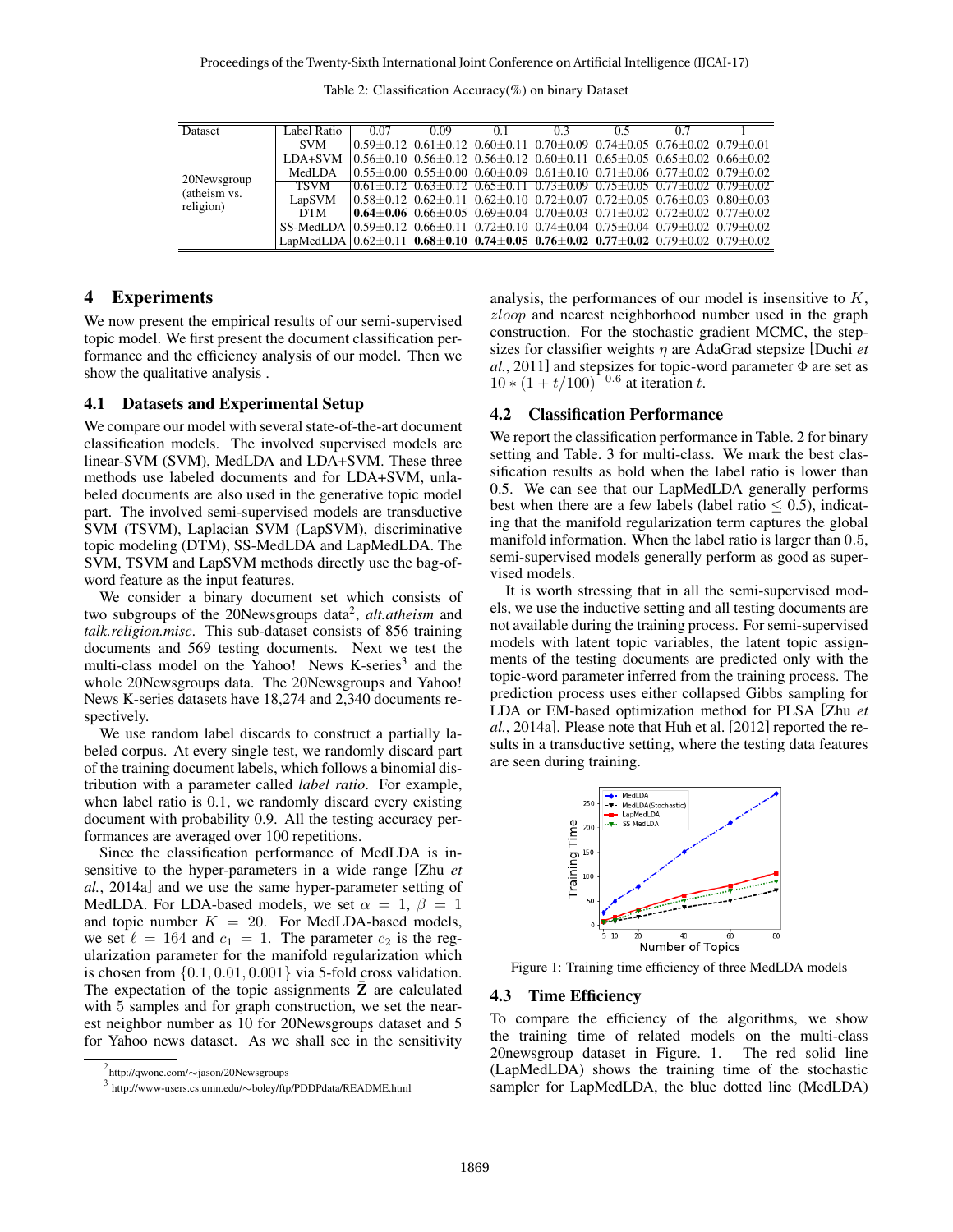Table 2: Classification Accuracy(%) on binary Dataset

| Dataset | Label Ratio | 0.07 | 0.09 | 0.1 | 0.3 | 0.5 | 0.7 | 1 |
|---|---|---|---|---|---|---|---|---|
| 20Newsgroup (atheism vs. religion) | SVM | 0.59±0.12 | 0.61±0.12 | 0.60±0.11 | 0.70±0.09 | 0.74±0.05 | 0.76±0.02 | 0.79±0.01 |
| | LDA+SVM | 0.56±0.10 | 0.56±0.12 | 0.56±0.12 | 0.60±0.11 | 0.65±0.05 | 0.65±0.02 | 0.66±0.02 |
| | MedLDA | 0.55±0.00 | 0.55±0.00 | 0.60±0.09 | 0.61±0.10 | 0.71±0.06 | 0.77±0.02 | 0.79±0.02 |
| | TSVM | 0.61±0.12 | 0.63±0.12 | 0.65±0.11 | 0.73±0.09 | 0.75±0.05 | 0.77±0.02 | 0.79±0.02 |
| | LapSVM | 0.58±0.12 | 0.62±0.11 | 0.62±0.10 | 0.72±0.07 | 0.72±0.05 | 0.76±0.03 | 0.80±0.03 |
| | DTM | **0.64±0.06** | 0.66±0.05 | 0.69±0.04 | 0.70±0.03 | 0.71±0.02 | 0.72±0.02 | 0.77±0.02 |
| | SS-MedLDA | 0.59±0.12 | 0.66±0.11 | 0.72±0.10 | 0.74±0.04 | 0.75±0.04 | 0.79±0.02 | 0.79±0.02 |
| | LapMedLDA | 0.62±0.11 | **0.68±0.10** | **0.74±0.05** | **0.76±0.02** | **0.77±0.02** | 0.79±0.02 | 0.79±0.02 |

## 4 Experiments

We now present the empirical results of our semi-supervised topic model. We first present the document classification performance and the efficiency analysis of our model. Then we show the qualitative analysis .

### 4.1 Datasets and Experimental Setup

We compare our model with several state-of-the-art document classification models. The involved supervised models are linear-SVM (SVM), MedLDA and LDA+SVM. These three methods use labeled documents and for LDA+SVM, unlabeled documents are also used in the generative topic model part. The involved semi-supervised models are transductive SVM (TSVM), Laplacian SVM (LapSVM), discriminative topic modeling (DTM), SS-MedLDA and LapMedLDA. The SVM, TSVM and LapSVM methods directly use the bag-of-word feature as the input features.

We consider a binary document set which consists of two subgroups of the 20Newsgroups data[2], *alt.atheism* and *talk.religion.misc*. This sub-dataset consists of 856 training documents and 569 testing documents. Next we test the multi-class model on the Yahoo! News K-series[3] and the whole 20Newsgroups data. The 20Newsgroups and Yahoo! News K-series datasets have 18,274 and 2,340 documents respectively.

We use random label discards to construct a partially labeled corpus. At every single test, we randomly discard part of the training document labels, which follows a binomial distribution with a parameter called *label ratio*. For example, when label ratio is 0.1, we randomly discard every existing document with probability 0.9. All the testing accuracy performances are averaged over 100 repetitions.

Since the classification performance of MedLDA is insensitive to the hyper-parameters in a wide range [Zhu *et al.*, 2014a] and we use the same hyper-parameter setting of MedLDA. For LDA-based models, we set $\alpha = 1$, $\beta = 1$ and topic number $K = 20$. For MedLDA-based models, we set $\ell = 164$ and $c_1 = 1$. The parameter $c_2$ is the regularization parameter for the manifold regularization which is chosen from $\{0.1, 0.01, 0.001\}$ via 5-fold cross validation. The expectation of the topic assignments $\bar{\mathbf{Z}}$ are calculated with 5 samples and for graph construction, we set the nearest neighbor number as 10 for 20Newsgroups dataset and 5 for Yahoo news dataset. As we shall see in the sensitivity analysis, the performances of our model is insensitive to $K$, $zloop$ and nearest neighborhood number used in the graph construction. For the stochastic gradient MCMC, the stepsizes for classifier weights $\eta$ are AdaGrad stepsize [Duchi *et al.*, 2011] and stepsizes for topic-word parameter $\Phi$ are set as $10 * (1 + t/100)^{-0.6}$ at iteration $t$.

[2] http://qwone.com/∼jason/20Newsgroups

[3] http://www-users.cs.umn.edu/∼boley/ftp/PDDPdata/README.html

### 4.2 Classification Performance

We report the classification performance in Table. 2 for binary setting and Table. 3 for multi-class. We mark the best classification results as bold when the label ratio is lower than 0.5. We can see that our LapMedLDA generally performs best when there are a few labels (label ratio $\leq 0.5$), indicating that the manifold regularization term captures the global manifold information. When the label ratio is larger than 0.5, semi-supervised models generally perform as good as supervised models.

It is worth stressing that in all the semi-supervised models, we use the inductive setting and all testing documents are not available during the training process. For semi-supervised models with latent topic variables, the latent topic assignments of the testing documents are predicted only with the topic-word parameter inferred from the training process. The prediction process uses either collapsed Gibbs sampling for LDA or EM-based optimization method for PLSA [Zhu *et al.*, 2014a]. Please note that Huh et al. [2012] reported the results in a transductive setting, where the testing data features are seen during training.

Figure 1: Training time efficiency of three MedLDA models

### 4.3 Time Efficiency

To compare the efficiency of the algorithms, we show the training time of related models on the multi-class 20newsgroup dataset in Figure. 1. The red solid line (LapMedLDA) shows the training time of the stochastic sampler for LapMedLDA, the blue dotted line (MedLDA)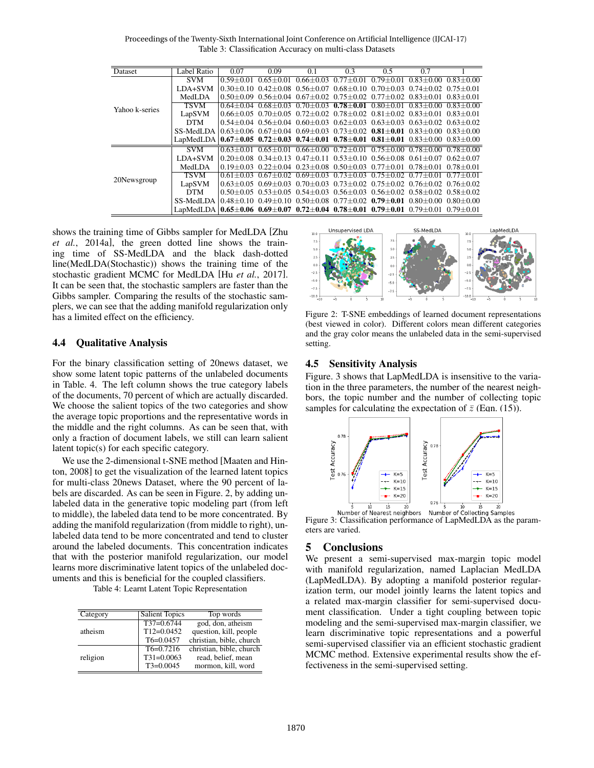Table 3: Classification Accuracy on multi-class Datasets

| Dataset | Label Ratio | 0.07 | 0.09 | 0.1 | 0.3 | 0.5 | 0.7 | 1 |
|---|---|---|---|---|---|---|---|---|
| Yahoo k-series | SVM | 0.59±0.01 | 0.65±0.01 | 0.66±0.03 | 0.77±0.01 | 0.79±0.01 | 0.83±0.00 | 0.83±0.00 |
| | LDA+SVM | 0.30±0.10 | 0.42±0.08 | 0.56±0.07 | 0.68±0.10 | 0.70±0.03 | 0.74±0.02 | 0.75±0.01 |
| | MedLDA | 0.50±0.09 | 0.56±0.04 | 0.67±0.02 | 0.75±0.02 | 0.77±0.02 | 0.83±0.01 | 0.83±0.01 |
| | TSVM | 0.64±0.04 | 0.68±0.03 | 0.70±0.03 | **0.78±0.01** | 0.80±0.01 | 0.83±0.00 | 0.83±0.00 |
| | LapSVM | 0.66±0.05 | 0.70±0.05 | 0.72±0.02 | 0.78±0.02 | 0.81±0.02 | 0.83±0.01 | 0.83±0.01 |
| | DTM | 0.54±0.04 | 0.56±0.04 | 0.60±0.03 | 0.62±0.03 | 0.63±0.03 | 0.63±0.02 | 0.63±0.02 |
| | SS-MedLDA | 0.63±0.06 | 0.67±0.04 | 0.69±0.03 | 0.73±0.02 | **0.81±0.01** | 0.83±0.00 | 0.83±0.00 |
| | LapMedLDA | **0.67±0.05** | **0.72±0.03** | **0.74±0.01** | **0.78±0.01** | **0.81±0.01** | 0.83±0.00 | 0.83±0.00 |
| 20Newsgroup | SVM | 0.63±0.01 | 0.65±0.01 | 0.66±0.00 | 0.72±0.01 | 0.75±0.00 | 0.78±0.00 | 0.78±0.00 |
| | LDA+SVM | 0.20±0.08 | 0.34±0.13 | 0.47±0.11 | 0.53±0.10 | 0.56±0.08 | 0.61±0.07 | 0.62±0.07 |
| | MedLDA | 0.19±0.03 | 0.22±0.04 | 0.23±0.08 | 0.50±0.03 | 0.77±0.01 | 0.78±0.01 | 0.78±0.01 |
| | TSVM | 0.61±0.03 | 0.67±0.02 | 0.69±0.03 | 0.73±0.03 | 0.75±0.02 | 0.77±0.01 | 0.77±0.01 |
| | LapSVM | 0.63±0.05 | 0.69±0.03 | 0.70±0.03 | 0.73±0.02 | 0.75±0.02 | 0.76±0.02 | 0.76±0.02 |
| | DTM | 0.50±0.05 | 0.53±0.05 | 0.54±0.03 | 0.56±0.03 | 0.56±0.02 | 0.58±0.02 | 0.58±0.02 |
| | SS-MedLDA | 0.48±0.10 | 0.49±0.10 | 0.50±0.08 | 0.77±0.02 | **0.79±0.01** | 0.80±0.00 | 0.80±0.00 |
| | LapMedLDA | **0.65±0.06** | **0.69±0.07** | **0.72±0.04** | **0.78±0.01** | **0.79±0.01** | 0.79±0.01 | 0.79±0.01 |

shows the training time of Gibbs sampler for MedLDA [Zhu *et al.*, 2014a], the green dotted line shows the training time of SS-MedLDA and the black dash-dotted line(MedLDA(Stochastic)) shows the training time of the stochastic gradient MCMC for MedLDA [Hu *et al.*, 2017]. It can be seen that, the stochastic samplers are faster than the Gibbs sampler. Comparing the results of the stochastic samplers, we can see that the adding manifold regularization only has a limited effect on the efficiency.

## 4.4 Qualitative Analysis

For the binary classification setting of 20news dataset, we show some latent topic patterns of the unlabeled documents in Table. 4. The left column shows the true category labels of the documents, 70 percent of which are actually discarded. We choose the salient topics of the two categories and show the average topic proportions and the representative words in the middle and the right columns. As can be seen that, with only a fraction of document labels, we still can learn salient latent topic(s) for each specific category.

We use the 2-dimensional t-SNE method [Maaten and Hinton, 2008] to get the visualization of the learned latent topics for multi-class 20news Dataset, where the 90 percent of labels are discarded. As can be seen in Figure. 2, by adding unlabeled data in the generative topic modeling part (from left to middle), the labeled data tend to be more concentrated. By adding the manifold regularization (from middle to right), unlabeled data tend to be more concentrated and tend to cluster around the labeled documents. This concentration indicates that with the posterior manifold regularization, our model learns more discriminative latent topics of the unlabeled documents and this is beneficial for the coupled classifiers.

Table 4: Learnt Latent Topic Representation

| Category | Salient Topics | Top words |
|---|---|---|
| atheism | T37=0.6744 | god, don, atheism |
| | T12=0.0452 | question, kill, people |
| | T6=0.0457 | christian, bible, church |
| religion | T6=0.7216 | christian, bible, church |
| | T31=0.0063 | read, belief, mean |
| | T3=0.0045 | mormon, kill, word |

Figure 2: T-SNE embeddings of learned document representations (best viewed in color). Different colors mean different categories and the gray color means the unlabeled data in the semi-supervised setting.

## 4.5 Sensitivity Analysis

Figure. 3 shows that LapMedLDA is insensitive to the variation in the three parameters, the number of the nearest neighbors, the topic number and the number of collecting topic samples for calculating the expectation of $\bar{z}$ (Eqn. (15)).

Figure 3: Classification performance of LapMedLDA as the parameters are varied.

# 5 Conclusions

We present a semi-supervised max-margin topic model with manifold regularization, named Laplacian MedLDA (LapMedLDA). By adopting a manifold posterior regularization term, our model jointly learns the latent topics and a related max-margin classifier for semi-supervised document classification. Under a tight coupling between topic modeling and the semi-supervised max-margin classifier, we learn discriminative topic representations and a powerful semi-supervised classifier via an efficient stochastic gradient MCMC method. Extensive experimental results show the effectiveness in the semi-supervised setting.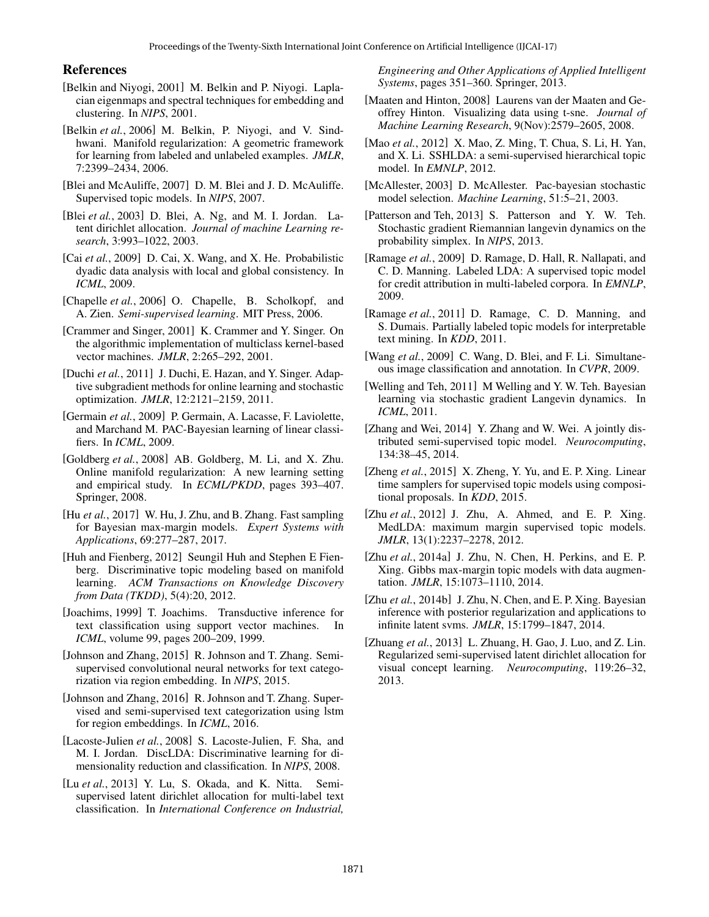## References

[Belkin and Niyogi, 2001] M. Belkin and P. Niyogi. Laplacian eigenmaps and spectral techniques for embedding and clustering. In *NIPS*, 2001.

[Belkin *et al.*, 2006] M. Belkin, P. Niyogi, and V. Sindhwani. Manifold regularization: A geometric framework for learning from labeled and unlabeled examples. *JMLR*, 7:2399–2434, 2006.

[Blei and McAuliffe, 2007] D. M. Blei and J. D. McAuliffe. Supervised topic models. In *NIPS*, 2007.

[Blei *et al.*, 2003] D. Blei, A. Ng, and M. I. Jordan. Latent dirichlet allocation. *Journal of machine Learning research*, 3:993–1022, 2003.

[Cai *et al.*, 2009] D. Cai, X. Wang, and X. He. Probabilistic dyadic data analysis with local and global consistency. In *ICML*, 2009.

[Chapelle *et al.*, 2006] O. Chapelle, B. Scholkopf, and A. Zien. *Semi-supervised learning*. MIT Press, 2006.

[Crammer and Singer, 2001] K. Crammer and Y. Singer. On the algorithmic implementation of multiclass kernel-based vector machines. *JMLR*, 2:265–292, 2001.

[Duchi *et al.*, 2011] J. Duchi, E. Hazan, and Y. Singer. Adaptive subgradient methods for online learning and stochastic optimization. *JMLR*, 12:2121–2159, 2011.

[Germain *et al.*, 2009] P. Germain, A. Lacasse, F. Laviolette, and Marchand M. PAC-Bayesian learning of linear classifiers. In *ICML*, 2009.

[Goldberg *et al.*, 2008] AB. Goldberg, M. Li, and X. Zhu. Online manifold regularization: A new learning setting and empirical study. In *ECML/PKDD*, pages 393–407. Springer, 2008.

[Hu *et al.*, 2017] W. Hu, J. Zhu, and B. Zhang. Fast sampling for Bayesian max-margin models. *Expert Systems with Applications*, 69:277–287, 2017.

[Huh and Fienberg, 2012] Seungil Huh and Stephen E Fienberg. Discriminative topic modeling based on manifold learning. *ACM Transactions on Knowledge Discovery from Data (TKDD)*, 5(4):20, 2012.

[Joachims, 1999] T. Joachims. Transductive inference for text classification using support vector machines. In *ICML*, volume 99, pages 200–209, 1999.

[Johnson and Zhang, 2015] R. Johnson and T. Zhang. Semi-supervised convolutional neural networks for text categorization via region embedding. In *NIPS*, 2015.

[Johnson and Zhang, 2016] R. Johnson and T. Zhang. Supervised and semi-supervised text categorization using lstm for region embeddings. In *ICML*, 2016.

[Lacoste-Julien *et al.*, 2008] S. Lacoste-Julien, F. Sha, and M. I. Jordan. DiscLDA: Discriminative learning for dimensionality reduction and classification. In *NIPS*, 2008.

[Lu *et al.*, 2013] Y. Lu, S. Okada, and K. Nitta. Semi-supervised latent dirichlet allocation for multi-label text classification. In *International Conference on Industrial, Engineering and Other Applications of Applied Intelligent Systems*, pages 351–360. Springer, 2013.

[Maaten and Hinton, 2008] Laurens van der Maaten and Geoffrey Hinton. Visualizing data using t-sne. *Journal of Machine Learning Research*, 9(Nov):2579–2605, 2008.

[Mao *et al.*, 2012] X. Mao, Z. Ming, T. Chua, S. Li, H. Yan, and X. Li. SSHLDA: a semi-supervised hierarchical topic model. In *EMNLP*, 2012.

[McAllester, 2003] D. McAllester. Pac-bayesian stochastic model selection. *Machine Learning*, 51:5–21, 2003.

[Patterson and Teh, 2013] S. Patterson and Y. W. Teh. Stochastic gradient Riemannian langevin dynamics on the probability simplex. In *NIPS*, 2013.

[Ramage *et al.*, 2009] D. Ramage, D. Hall, R. Nallapati, and C. D. Manning. Labeled LDA: A supervised topic model for credit attribution in multi-labeled corpora. In *EMNLP*, 2009.

[Ramage *et al.*, 2011] D. Ramage, C. D. Manning, and S. Dumais. Partially labeled topic models for interpretable text mining. In *KDD*, 2011.

[Wang *et al.*, 2009] C. Wang, D. Blei, and F. Li. Simultaneous image classification and annotation. In *CVPR*, 2009.

[Welling and Teh, 2011] M Welling and Y. W. Teh. Bayesian learning via stochastic gradient Langevin dynamics. In *ICML*, 2011.

[Zhang and Wei, 2014] Y. Zhang and W. Wei. A jointly distributed semi-supervised topic model. *Neurocomputing*, 134:38–45, 2014.

[Zheng *et al.*, 2015] X. Zheng, Y. Yu, and E. P. Xing. Linear time samplers for supervised topic models using compositional proposals. In *KDD*, 2015.

[Zhu *et al.*, 2012] J. Zhu, A. Ahmed, and E. P. Xing. MedLDA: maximum margin supervised topic models. *JMLR*, 13(1):2237–2278, 2012.

[Zhu *et al.*, 2014a] J. Zhu, N. Chen, H. Perkins, and E. P. Xing. Gibbs max-margin topic models with data augmentation. *JMLR*, 15:1073–1110, 2014.

[Zhu *et al.*, 2014b] J. Zhu, N. Chen, and E. P. Xing. Bayesian inference with posterior regularization and applications to infinite latent svms. *JMLR*, 15:1799–1847, 2014.

[Zhuang *et al.*, 2013] L. Zhuang, H. Gao, J. Luo, and Z. Lin. Regularized semi-supervised latent dirichlet allocation for visual concept learning. *Neurocomputing*, 119:26–32, 2013.